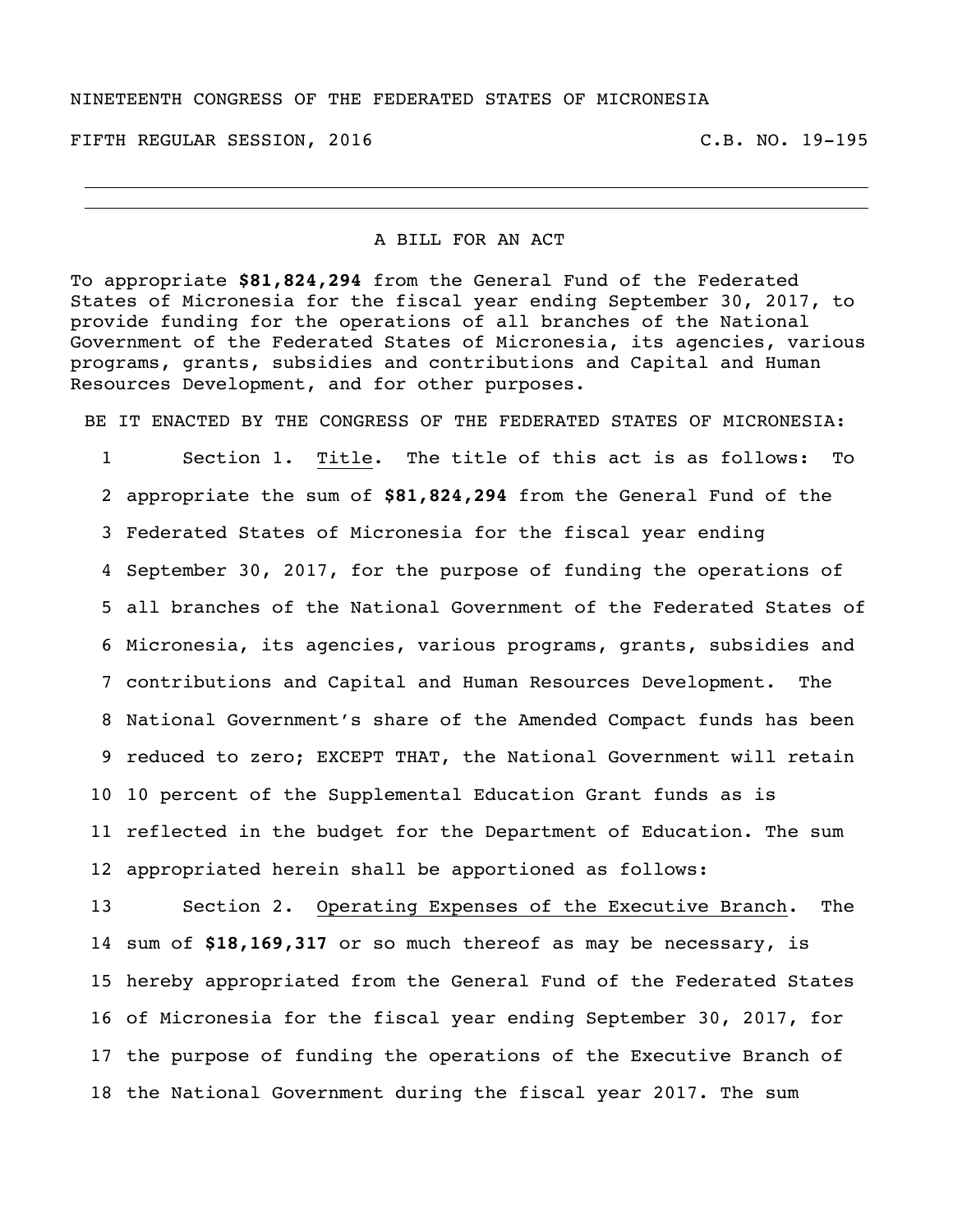NINETEENTH CONGRESS OF THE FEDERATED STATES OF MICRONESIA

FIFTH REGULAR SESSION, 2016 C.B. NO. 19-195

---

A BILL FOR AN ACT

To appropriate **$81,824,294** from the General Fund of the Federated States of Micronesia for the fiscal year ending September 30, 2017, to provide funding for the operations of all branches of the National Government of the Federated States of Micronesia, its agencies, various programs, grants, subsidies and contributions and Capital and Human Resources Development, and for other purposes.

BE IT ENACTED BY THE CONGRESS OF THE FEDERATED STATES OF MICRONESIA:

1 Section 1. Title. The title of this act is as follows: To
2 appropriate the sum of **$81,824,294** from the General Fund of the
3 Federated States of Micronesia for the fiscal year ending
4 September 30, 2017, for the purpose of funding the operations of
5 all branches of the National Government of the Federated States of
6 Micronesia, its agencies, various programs, grants, subsidies and
7 contributions and Capital and Human Resources Development. The
8 National Government's share of the Amended Compact funds has been
9 reduced to zero; EXCEPT THAT, the National Government will retain
10 10 percent of the Supplemental Education Grant funds as is
11 reflected in the budget for the Department of Education. The sum
12 appropriated herein shall be apportioned as follows:

13 Section 2. Operating Expenses of the Executive Branch. The
14 sum of **$18,169,317** or so much thereof as may be necessary, is
15 hereby appropriated from the General Fund of the Federated States
16 of Micronesia for the fiscal year ending September 30, 2017, for
17 the purpose of funding the operations of the Executive Branch of
18 the National Government during the fiscal year 2017. The sum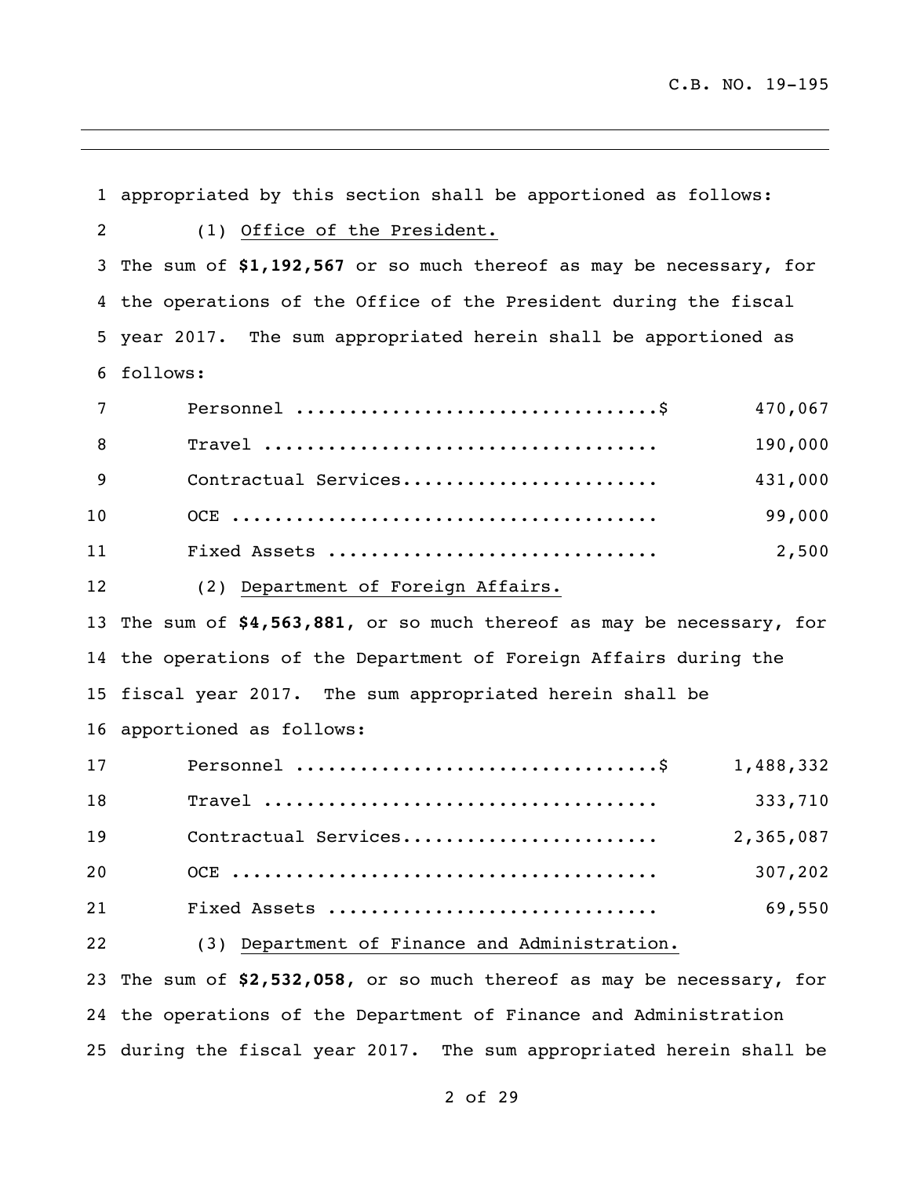appropriated by this section shall be apportioned as follows:

(1) Office of the President.

The sum of **$1,192,567** or so much thereof as may be necessary, for the operations of the Office of the President during the fiscal year 2017. The sum appropriated herein shall be apportioned as follows:

| | |
|---|---:|
| Personnel ................................$ | 470,067 |
| Travel .................................... | 190,000 |
| Contractual Services....................... | 431,000 |
| OCE ....................................... | 99,000 |
| Fixed Assets .............................. | 2,500 |

(2) Department of Foreign Affairs.

The sum of **$4,563,881**, or so much thereof as may be necessary, for the operations of the Department of Foreign Affairs during the fiscal year 2017. The sum appropriated herein shall be apportioned as follows:

| | |
|---|---:|
| Personnel ................................$ | 1,488,332 |
| Travel .................................... | 333,710 |
| Contractual Services....................... | 2,365,087 |
| OCE ....................................... | 307,202 |
| Fixed Assets .............................. | 69,550 |

(3) Department of Finance and Administration.

The sum of **$2,532,058**, or so much thereof as may be necessary, for the operations of the Department of Finance and Administration during the fiscal year 2017. The sum appropriated herein shall be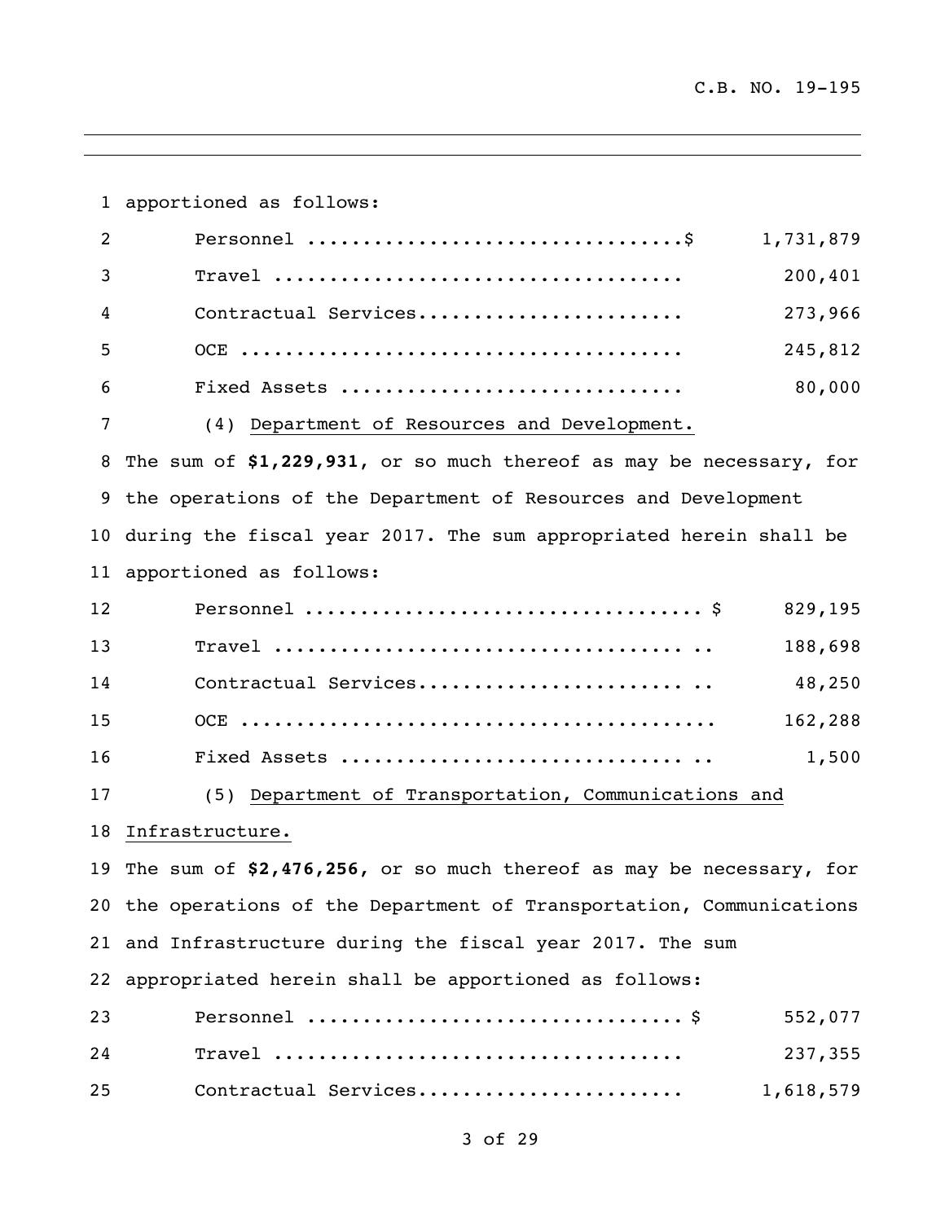apportioned as follows:

| | |
|---|---:|
| Personnel .................................$ | 1,731,879 |
| Travel .................................... | 200,401 |
| Contractual Services....................... | 273,966 |
| OCE ....................................... | 245,812 |
| Fixed Assets .............................. | 80,000 |

(4) Department of Resources and Development.

The sum of **$1,229,931**, or so much thereof as may be necessary, for the operations of the Department of Resources and Development during the fiscal year 2017. The sum appropriated herein shall be apportioned as follows:

| | |
|---|---:|
| Personnel .................................. $ | 829,195 |
| Travel .................................... .. | 188,698 |
| Contractual Services....................... .. | 48,250 |
| OCE ......................................... | 162,288 |
| Fixed Assets .............................. .. | 1,500 |

(5) Department of Transportation, Communications and Infrastructure.

The sum of **$2,476,256**, or so much thereof as may be necessary, for the operations of the Department of Transportation, Communications and Infrastructure during the fiscal year 2017. The sum appropriated herein shall be apportioned as follows:

| | |
|---|---:|
| Personnel ................................ $ | 552,077 |
| Travel .................................... | 237,355 |
| Contractual Services....................... | 1,618,579 |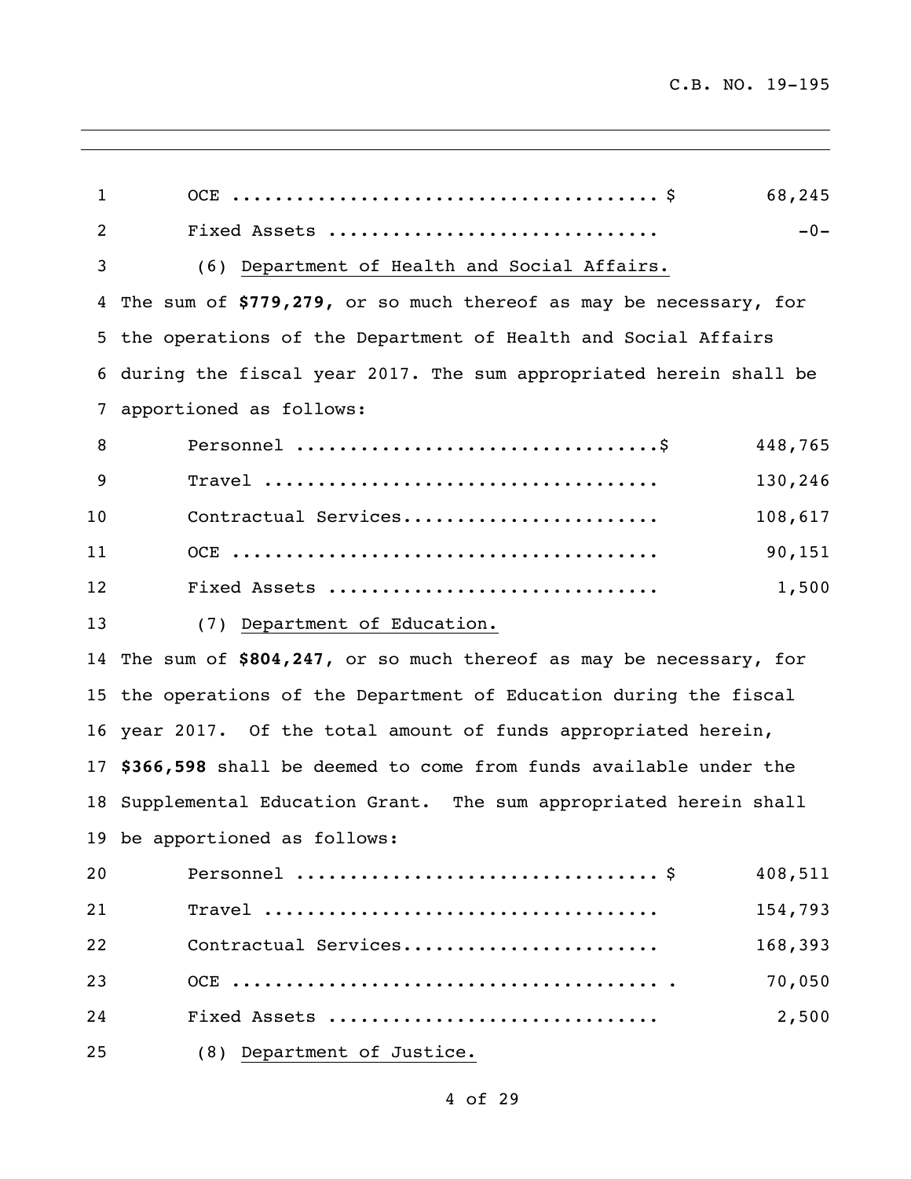| | |
|---|---|
| OCE ........................................ $ | 68,245 |
| Fixed Assets .............................. | -0- |

(6) Department of Health and Social Affairs.

The sum of **$779,279,** or so much thereof as may be necessary, for the operations of the Department of Health and Social Affairs during the fiscal year 2017. The sum appropriated herein shall be apportioned as follows:

| | |
|---|---|
| Personnel .................................$ | 448,765 |
| Travel .................................... | 130,246 |
| Contractual Services........................ | 108,617 |
| OCE ........................................ | 90,151 |
| Fixed Assets .............................. | 1,500 |

(7) Department of Education.

The sum of **$804,247**, or so much thereof as may be necessary, for the operations of the Department of Education during the fiscal year 2017. Of the total amount of funds appropriated herein, **$366,598** shall be deemed to come from funds available under the Supplemental Education Grant. The sum appropriated herein shall be apportioned as follows:

| | |
|---|---|
| Personnel ................................. $ | 408,511 |
| Travel .................................... | 154,793 |
| Contractual Services........................ | 168,393 |
| OCE ....................................... . | 70,050 |
| Fixed Assets .............................. | 2,500 |

(8) Department of Justice.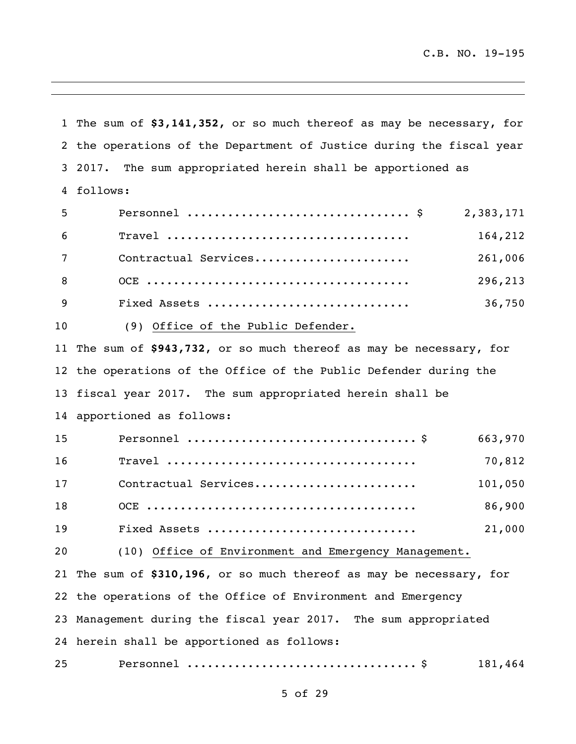The sum of **$3,141,352,** or so much thereof as may be necessary, for the operations of the Department of Justice during the fiscal year 2017. The sum appropriated herein shall be apportioned as follows:

| | | |
|---|---|---|
| Personnel | $ | 2,383,171 |
| Travel | | 164,212 |
| Contractual Services | | 261,006 |
| OCE | | 296,213 |
| Fixed Assets | | 36,750 |

(9) Office of the Public Defender.

The sum of **$943,732**, or so much thereof as may be necessary, for the operations of the Office of the Public Defender during the fiscal year 2017. The sum appropriated herein shall be apportioned as follows:

| | | |
|---|---|---|
| Personnel | $ | 663,970 |
| Travel | | 70,812 |
| Contractual Services | | 101,050 |
| OCE | | 86,900 |
| Fixed Assets | | 21,000 |

(10) Office of Environment and Emergency Management.

The sum of **$310,196**, or so much thereof as may be necessary, for the operations of the Office of Environment and Emergency Management during the fiscal year 2017. The sum appropriated herein shall be apportioned as follows:

| | | |
|---|---|---|
| Personnel | $ | 181,464 |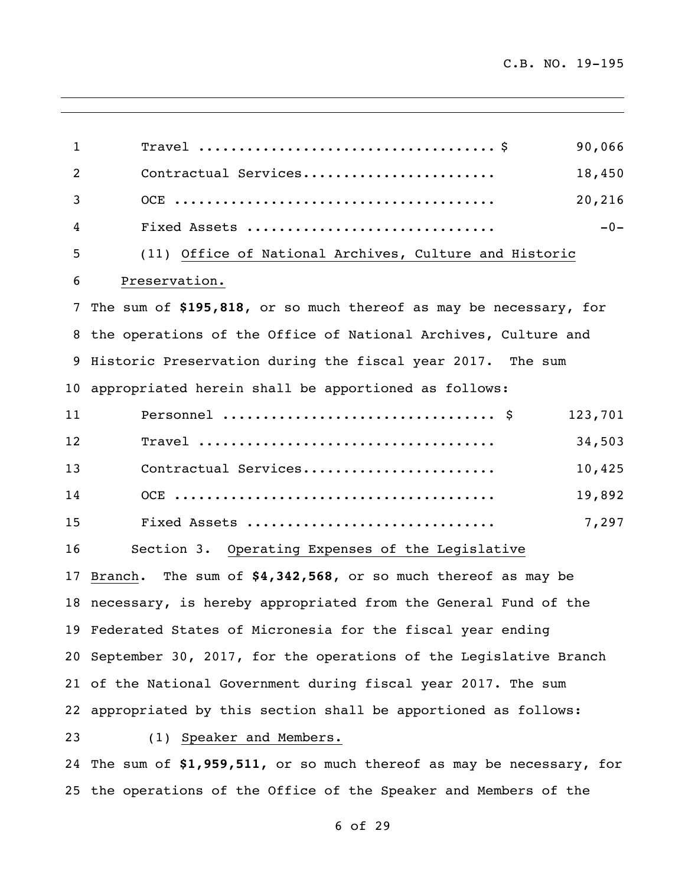| | |
|---|---|
| Travel ........................................ $ | 90,066 |
| Contractual Services........................ | 18,450 |
| OCE ......................................... | 20,216 |
| Fixed Assets .............................. | -0- |

(11) Office of National Archives, Culture and Historic Preservation.

The sum of **$195,818**, or so much thereof as may be necessary, for the operations of the Office of National Archives, Culture and Historic Preservation during the fiscal year 2017. The sum appropriated herein shall be apportioned as follows:

| | |
|---|---|
| Personnel .................................. $ | 123,701 |
| Travel ........................................ | 34,503 |
| Contractual Services........................ | 10,425 |
| OCE ......................................... | 19,892 |
| Fixed Assets .............................. | 7,297 |

Section 3. Operating Expenses of the Legislative Branch. The sum of **$4,342,568**, or so much thereof as may be necessary, is hereby appropriated from the General Fund of the Federated States of Micronesia for the fiscal year ending September 30, 2017, for the operations of the Legislative Branch of the National Government during fiscal year 2017. The sum appropriated by this section shall be apportioned as follows:

(1) Speaker and Members.

The sum of **$1,959,511**, or so much thereof as may be necessary, for the operations of the Office of the Speaker and Members of the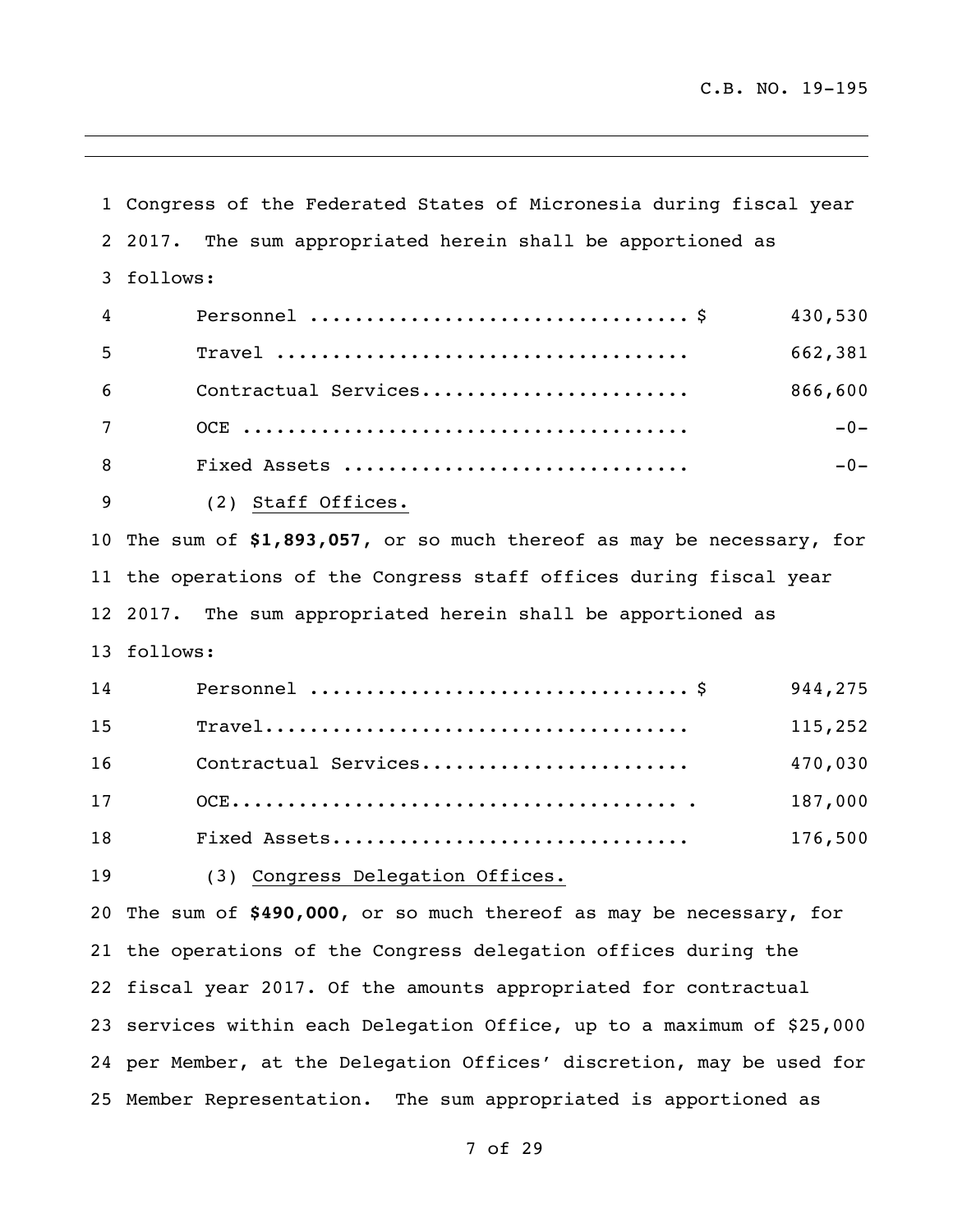Congress of the Federated States of Micronesia during fiscal year 2017. The sum appropriated herein shall be apportioned as follows:

| | | |
|---|---|---|
| Personnel | $ | 430,530 |
| Travel | | 662,381 |
| Contractual Services | | 866,600 |
| OCE | | -0- |
| Fixed Assets | | -0- |

(2) Staff Offices.

The sum of **$1,893,057**, or so much thereof as may be necessary, for the operations of the Congress staff offices during fiscal year 2017. The sum appropriated herein shall be apportioned as follows:

| | | |
|---|---|---|
| Personnel | $ | 944,275 |
| Travel | | 115,252 |
| Contractual Services | | 470,030 |
| OCE | | 187,000 |
| Fixed Assets | | 176,500 |

(3) Congress Delegation Offices.

The sum of **$490,000**, or so much thereof as may be necessary, for the operations of the Congress delegation offices during the fiscal year 2017. Of the amounts appropriated for contractual services within each Delegation Office, up to a maximum of $25,000 per Member, at the Delegation Offices' discretion, may be used for Member Representation. The sum appropriated is apportioned as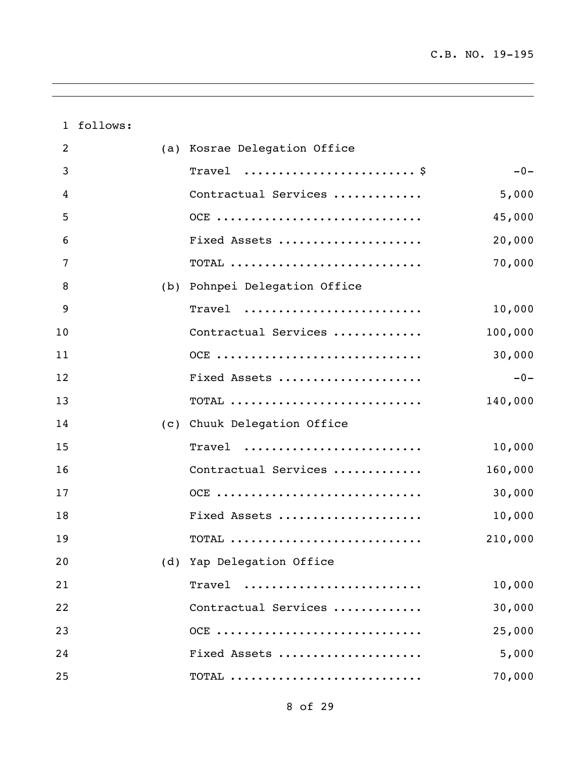follows:

(a) Kosrae Delegation Office

| | |
|---|---|
| Travel | $ -0- |
| Contractual Services | 5,000 |
| OCE | 45,000 |
| Fixed Assets | 20,000 |
| TOTAL | 70,000 |

(b) Pohnpei Delegation Office

| | |
|---|---|
| Travel | 10,000 |
| Contractual Services | 100,000 |
| OCE | 30,000 |
| Fixed Assets | -0- |
| TOTAL | 140,000 |

(c) Chuuk Delegation Office

| | |
|---|---|
| Travel | 10,000 |
| Contractual Services | 160,000 |
| OCE | 30,000 |
| Fixed Assets | 10,000 |
| TOTAL | 210,000 |

(d) Yap Delegation Office

| | |
|---|---|
| Travel | 10,000 |
| Contractual Services | 30,000 |
| OCE | 25,000 |
| Fixed Assets | 5,000 |
| TOTAL | 70,000 |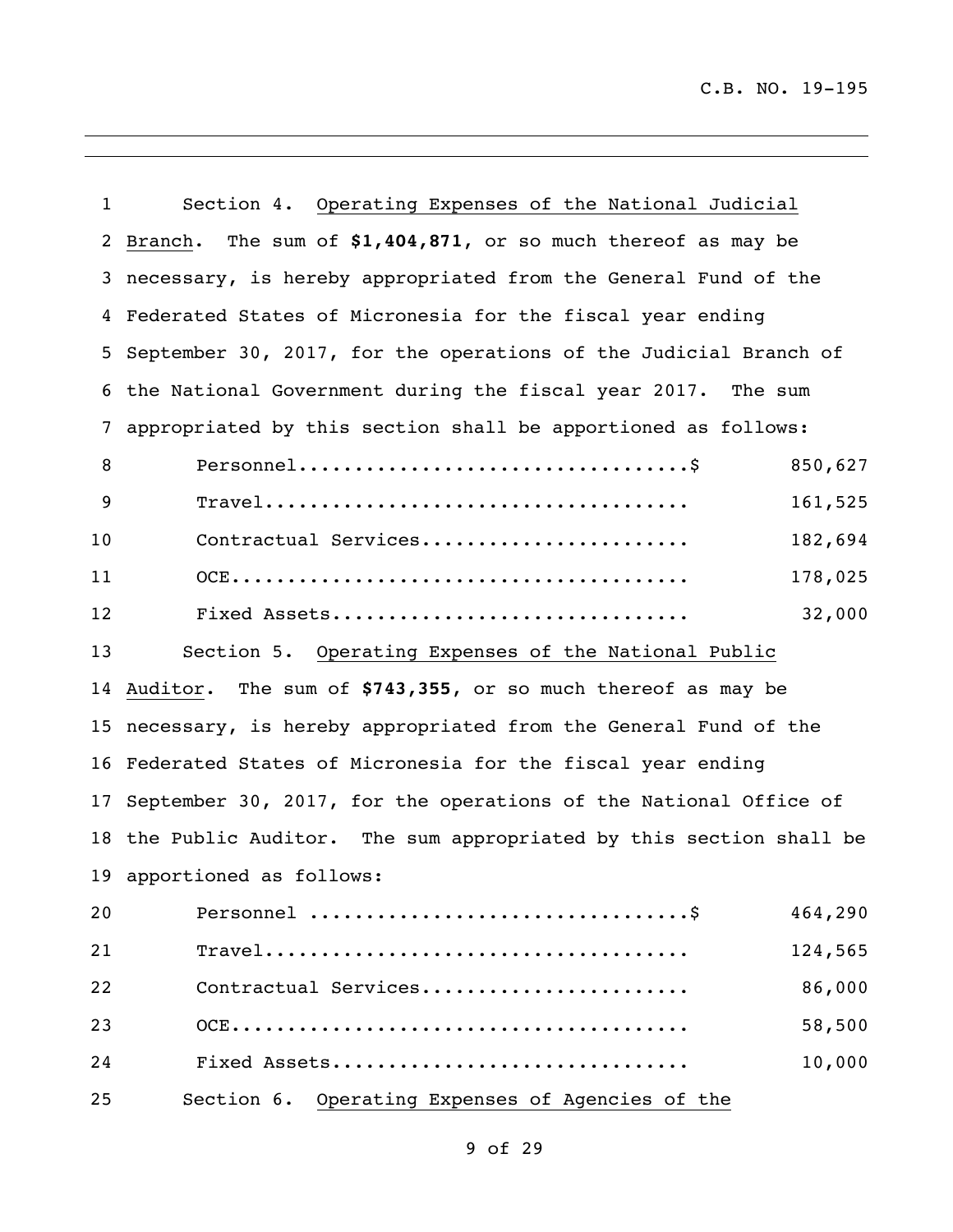Section 4. Operating Expenses of the National Judicial Branch. The sum of **$1,404,871**, or so much thereof as may be necessary, is hereby appropriated from the General Fund of the Federated States of Micronesia for the fiscal year ending September 30, 2017, for the operations of the Judicial Branch of the National Government during the fiscal year 2017. The sum appropriated by this section shall be apportioned as follows:

| | |
|---|---|
| Personnel..................................$ | 850,627 |
| Travel..................................... | 161,525 |
| Contractual Services........................ | 182,694 |
| OCE......................................... | 178,025 |
| Fixed Assets................................ | 32,000 |

Section 5. Operating Expenses of the National Public Auditor. The sum of **$743,355**, or so much thereof as may be necessary, is hereby appropriated from the General Fund of the Federated States of Micronesia for the fiscal year ending September 30, 2017, for the operations of the National Office of the Public Auditor. The sum appropriated by this section shall be apportioned as follows:

| | |
|---|---|
| Personnel .................................$ | 464,290 |
| Travel..................................... | 124,565 |
| Contractual Services........................ | 86,000 |
| OCE......................................... | 58,500 |
| Fixed Assets................................ | 10,000 |

Section 6. Operating Expenses of Agencies of the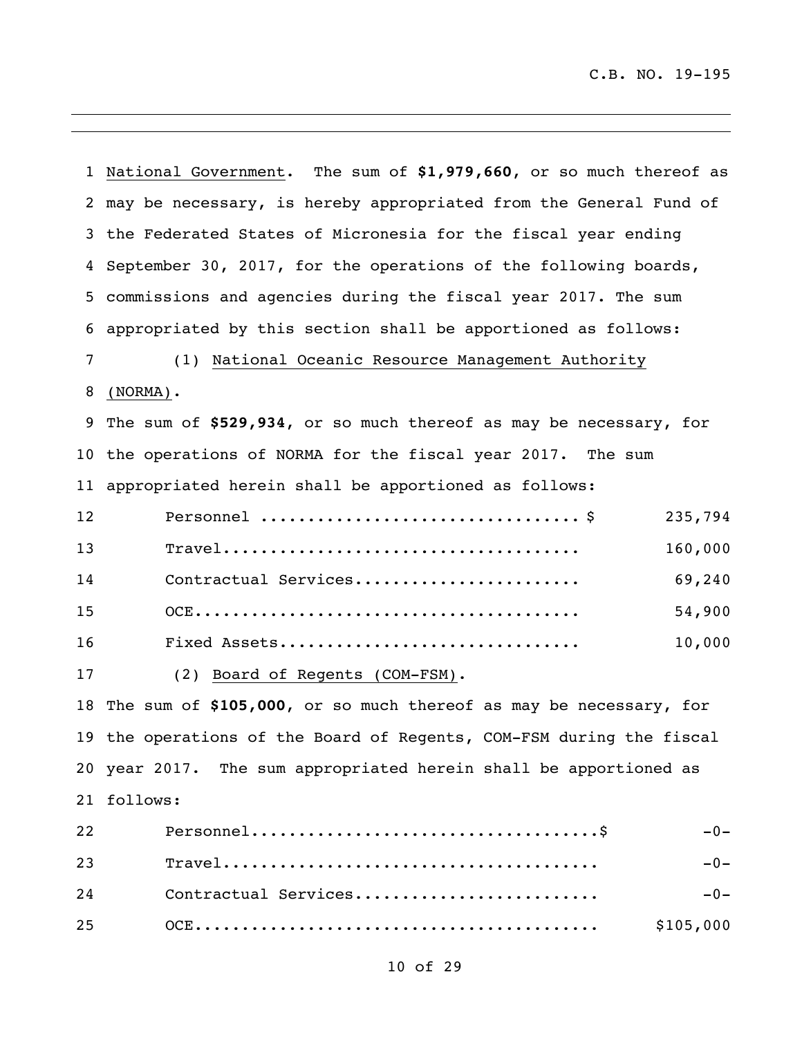National Government. The sum of **$1,979,660**, or so much thereof as may be necessary, is hereby appropriated from the General Fund of the Federated States of Micronesia for the fiscal year ending September 30, 2017, for the operations of the following boards, commissions and agencies during the fiscal year 2017. The sum appropriated by this section shall be apportioned as follows:

(1) National Oceanic Resource Management Authority (NORMA).

The sum of **$529,934**, or so much thereof as may be necessary, for the operations of NORMA for the fiscal year 2017. The sum appropriated herein shall be apportioned as follows:

| | |
|---|---|
| Personnel .................................. $ | 235,794 |
| Travel...................................... | 160,000 |
| Contractual Services........................ | 69,240 |
| OCE......................................... | 54,900 |
| Fixed Assets................................ | 10,000 |

(2) Board of Regents (COM-FSM).

The sum of **$105,000**, or so much thereof as may be necessary, for the operations of the Board of Regents, COM-FSM during the fiscal year 2017. The sum appropriated herein shall be apportioned as follows:

| | |
|---|---|
| Personnel....................................$ | -0- |
| Travel....................................... | -0- |
| Contractual Services......................... | -0- |
| OCE.......................................... | $105,000 |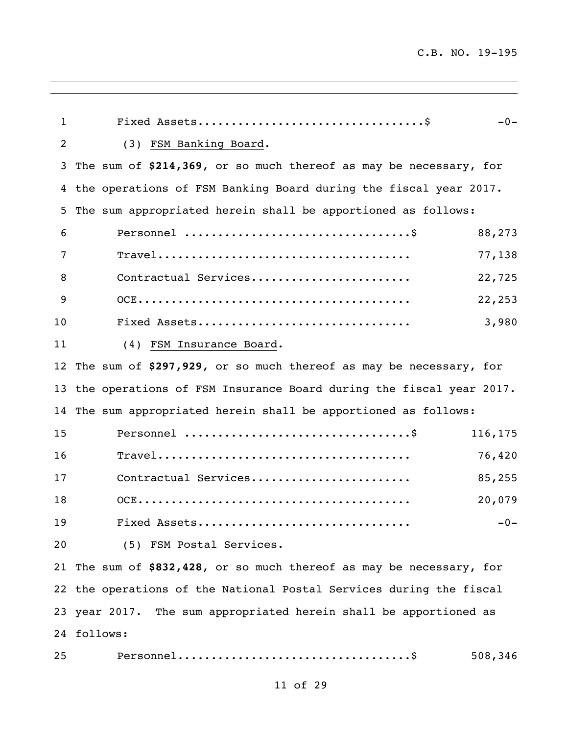Fixed Assets.................................$ -0-

(3) FSM Banking Board.

The sum of **$214,369**, or so much thereof as may be necessary, for the operations of FSM Banking Board during the fiscal year 2017. The sum appropriated herein shall be apportioned as follows:

| | |
|---|---|
| Personnel .................................$ | 88,273 |
| Travel..................................... | 77,138 |
| Contractual Services....................... | 22,725 |
| OCE........................................ | 22,253 |
| Fixed Assets............................... | 3,980 |

(4) FSM Insurance Board.

The sum of **$297,929**, or so much thereof as may be necessary, for the operations of FSM Insurance Board during the fiscal year 2017. The sum appropriated herein shall be apportioned as follows:

| | |
|---|---|
| Personnel .................................$ | 116,175 |
| Travel..................................... | 76,420 |
| Contractual Services....................... | 85,255 |
| OCE........................................ | 20,079 |
| Fixed Assets............................... | -0- |

(5) FSM Postal Services.

The sum of **$832,428**, or so much thereof as may be necessary, for the operations of the National Postal Services during the fiscal year 2017. The sum appropriated herein shall be apportioned as follows:

| | |
|---|---|
| Personnel..................................$ | 508,346 |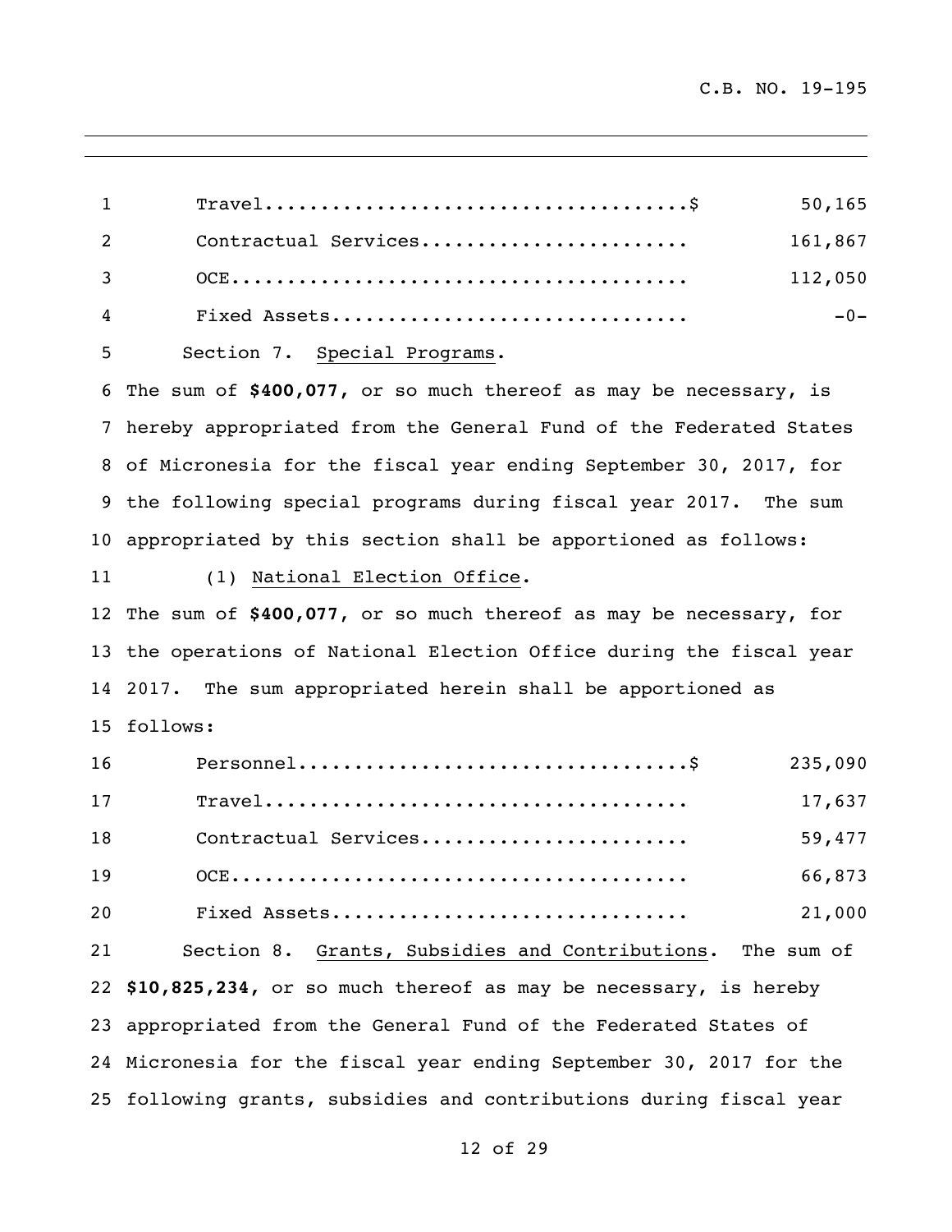| | |
|---|---|
| Travel.....................................$ | 50,165 |
| Contractual Services....................... | 161,867 |
| OCE........................................ | 112,050 |
| Fixed Assets............................... | -0- |

Section 7. Special Programs.
The sum of **$400,077**, or so much thereof as may be necessary, is hereby appropriated from the General Fund of the Federated States of Micronesia for the fiscal year ending September 30, 2017, for the following special programs during fiscal year 2017. The sum appropriated by this section shall be apportioned as follows:

(1) National Election Office.
The sum of **$400,077**, or so much thereof as may be necessary, for the operations of National Election Office during the fiscal year 2017. The sum appropriated herein shall be apportioned as follows:

| | |
|---|---|
| Personnel..................................$ | 235,090 |
| Travel..................................... | 17,637 |
| Contractual Services....................... | 59,477 |
| OCE........................................ | 66,873 |
| Fixed Assets............................... | 21,000 |

Section 8. Grants, Subsidies and Contributions. The sum of **$10,825,234**, or so much thereof as may be necessary, is hereby appropriated from the General Fund of the Federated States of Micronesia for the fiscal year ending September 30, 2017 for the following grants, subsidies and contributions during fiscal year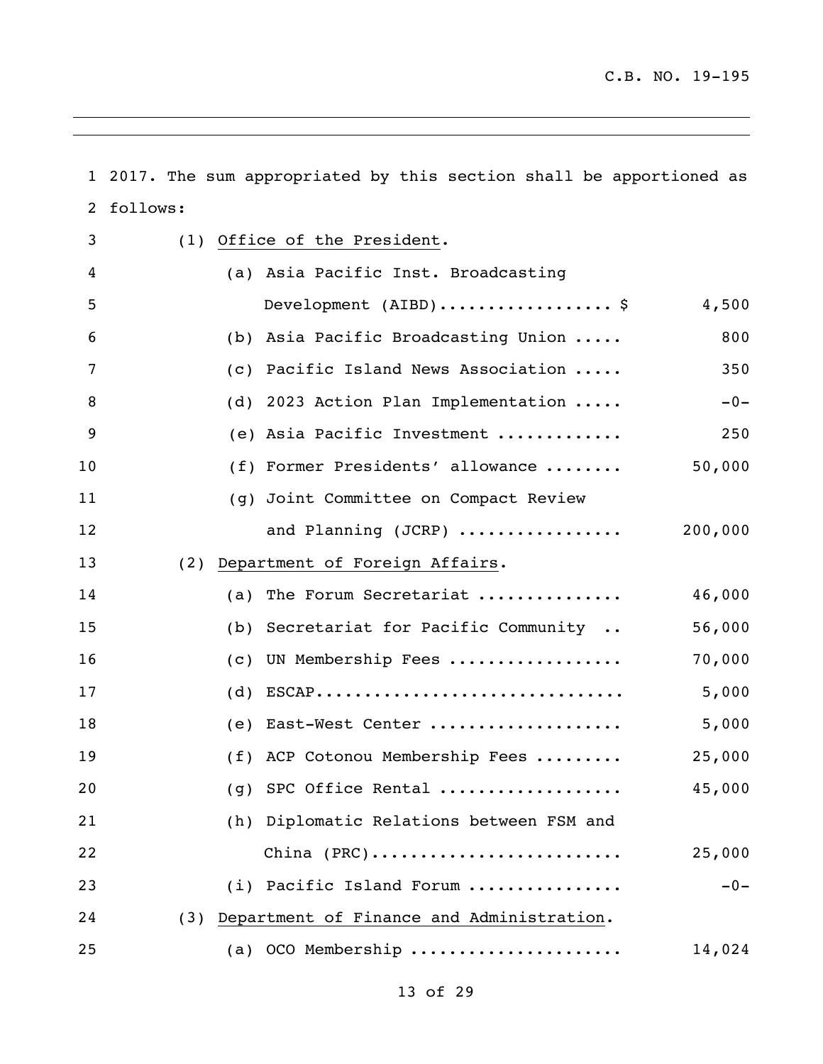2017. The sum appropriated by this section shall be apportioned as follows:

(1) Office of the President.

| | |
|---|---|
| (a) Asia Pacific Inst. Broadcasting Development (AIBD) | $ 4,500 |
| (b) Asia Pacific Broadcasting Union | 800 |
| (c) Pacific Island News Association | 350 |
| (d) 2023 Action Plan Implementation | -0- |
| (e) Asia Pacific Investment | 250 |
| (f) Former Presidents' allowance | 50,000 |
| (g) Joint Committee on Compact Review and Planning (JCRP) | 200,000 |

(2) Department of Foreign Affairs.

| | |
|---|---|
| (a) The Forum Secretariat | 46,000 |
| (b) Secretariat for Pacific Community | 56,000 |
| (c) UN Membership Fees | 70,000 |
| (d) ESCAP | 5,000 |
| (e) East-West Center | 5,000 |
| (f) ACP Cotonou Membership Fees | 25,000 |
| (g) SPC Office Rental | 45,000 |
| (h) Diplomatic Relations between FSM and China (PRC) | 25,000 |
| (i) Pacific Island Forum | -0- |

(3) Department of Finance and Administration.

| | |
|---|---|
| (a) OCO Membership | 14,024 |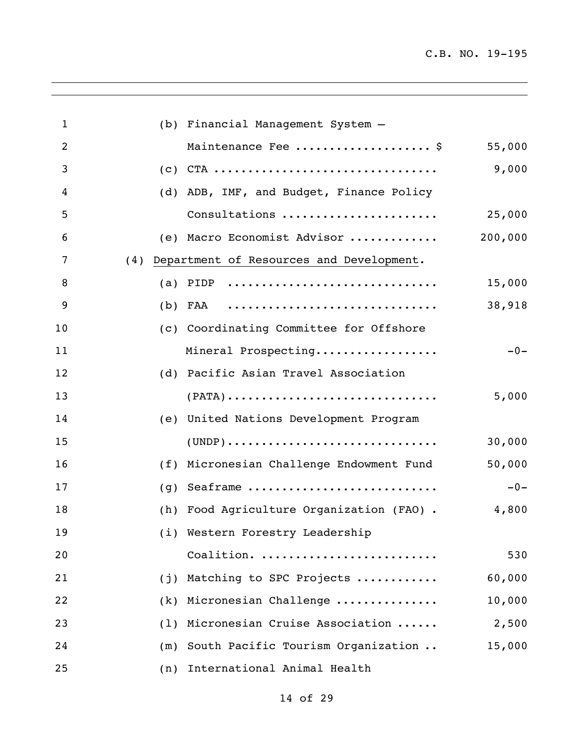(b) Financial Management System –
Maintenance Fee .................... $ 55,000

(c) CTA ................................ 9,000

(d) ADB, IMF, and Budget, Finance Policy
Consultations ....................... 25,000

(e) Macro Economist Advisor ............ 200,000

(4) Department of Resources and Development.

(a) PIDP .............................. 15,000

(b) FAA ............................... 38,918

(c) Coordinating Committee for Offshore
Mineral Prospecting.................. -0-

(d) Pacific Asian Travel Association
(PATA)............................... 5,000

(e) United Nations Development Program
(UNDP)............................... 30,000

(f) Micronesian Challenge Endowment Fund 50,000

(g) Seaframe ........................... -0-

(h) Food Agriculture Organization (FAO) . 4,800

(i) Western Forestry Leadership
Coalition. .......................... 530

(j) Matching to SPC Projects ............ 60,000

(k) Micronesian Challenge ............... 10,000

(l) Micronesian Cruise Association ...... 2,500

(m) South Pacific Tourism Organization .. 15,000

(n) International Animal Health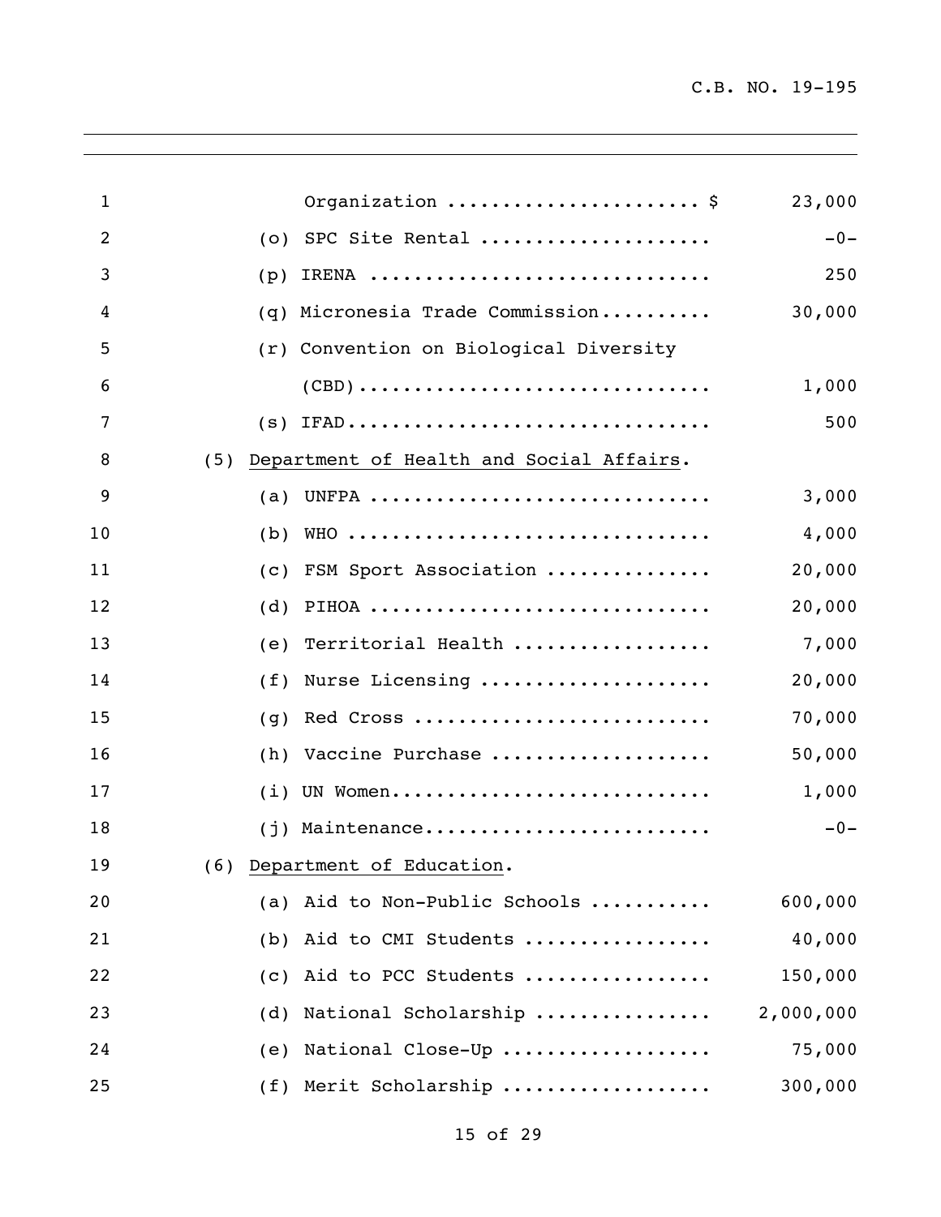Organization ...................... $ 23,000

(o) SPC Site Rental .................... -0-

(p) IRENA ............................. 250

(q) Micronesia Trade Commission.......... 30,000

(r) Convention on Biological Diversity (CBD)............................... 1,000

(s) IFAD............................... 500

(5) Department of Health and Social Affairs.

(a) UNFPA .............................. 3,000

(b) WHO ................................ 4,000

(c) FSM Sport Association .............. 20,000

(d) PIHOA .............................. 20,000

(e) Territorial Health ................. 7,000

(f) Nurse Licensing .................... 20,000

(g) Red Cross .......................... 70,000

(h) Vaccine Purchase ................... 50,000

(i) UN Women............................ 1,000

(j) Maintenance......................... -0-

(6) Department of Education.

(a) Aid to Non-Public Schools .......... 600,000

(b) Aid to CMI Students ................ 40,000

(c) Aid to PCC Students ................ 150,000

(d) National Scholarship ............... 2,000,000

(e) National Close-Up .................. 75,000

(f) Merit Scholarship .................. 300,000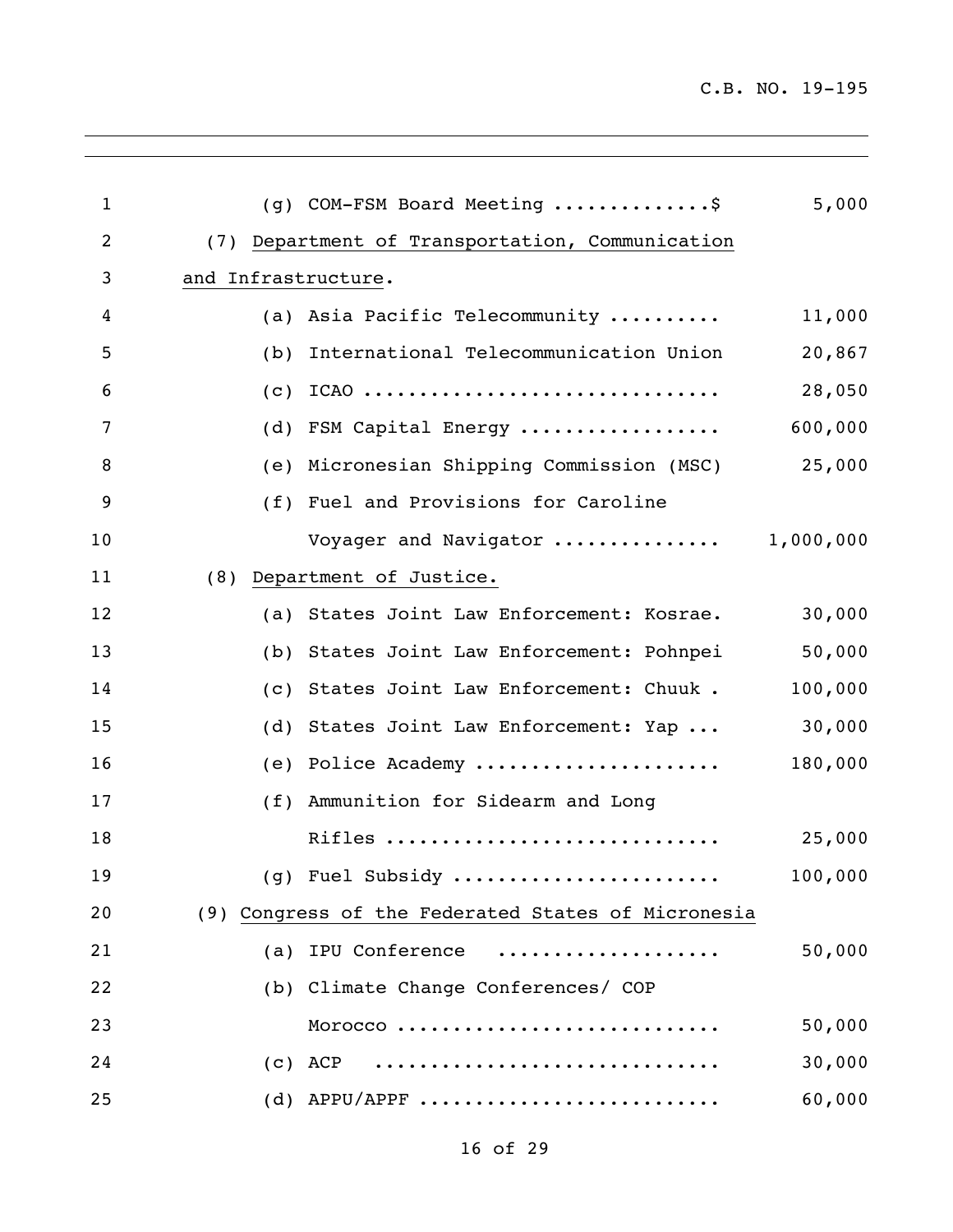(g) COM-FSM Board Meeting ..............$ 5,000

(7) Department of Transportation, Communication and Infrastructure.

(a) Asia Pacific Telecommunity .......... 11,000

(b) International Telecommunication Union 20,867

(c) ICAO ................................ 28,050

(d) FSM Capital Energy .................. 600,000

(e) Micronesian Shipping Commission (MSC) 25,000

(f) Fuel and Provisions for Caroline Voyager and Navigator ............... 1,000,000

(8) Department of Justice.

(a) States Joint Law Enforcement: Kosrae. 30,000

(b) States Joint Law Enforcement: Pohnpei 50,000

(c) States Joint Law Enforcement: Chuuk . 100,000

(d) States Joint Law Enforcement: Yap ... 30,000

(e) Police Academy ...................... 180,000

(f) Ammunition for Sidearm and Long Rifles .............................. 25,000

(g) Fuel Subsidy ........................ 100,000

(9) Congress of the Federated States of Micronesia

(a) IPU Conference .................... 50,000

(b) Climate Change Conferences/ COP Morocco ............................ 50,000

(c) ACP .............................. 30,000

(d) APPU/APPF ........................... 60,000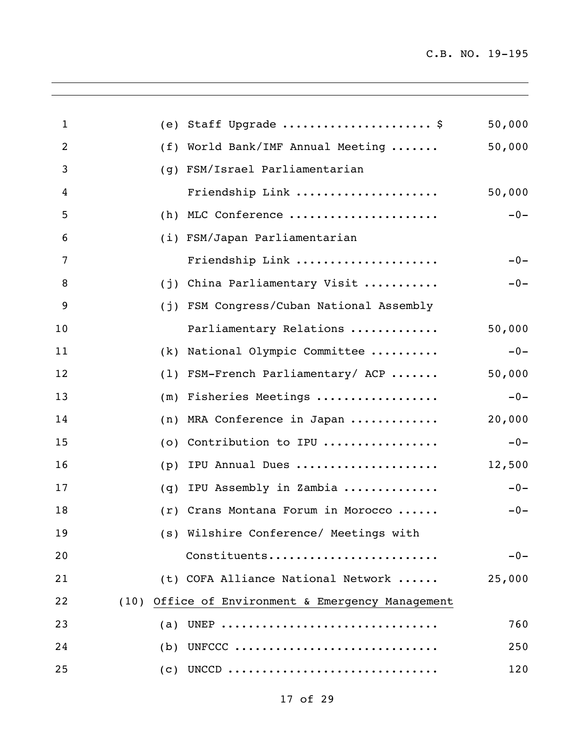| | | |
|---|---|---|
| 1 | (e) Staff Upgrade ..................... $ | 50,000 |
| 2 | (f) World Bank/IMF Annual Meeting ....... | 50,000 |
| 3 | (g) FSM/Israel Parliamentarian | |
| 4 | Friendship Link .................... | 50,000 |
| 5 | (h) MLC Conference ..................... | -0- |
| 6 | (i) FSM/Japan Parliamentarian | |
| 7 | Friendship Link .................... | -0- |
| 8 | (j) China Parliamentary Visit .......... | -0- |
| 9 | (j) FSM Congress/Cuban National Assembly | |
| 10 | Parliamentary Relations ............ | 50,000 |
| 11 | (k) National Olympic Committee ......... | -0- |
| 12 | (l) FSM-French Parliamentary/ ACP ....... | 50,000 |
| 13 | (m) Fisheries Meetings ................. | -0- |
| 14 | (n) MRA Conference in Japan ............ | 20,000 |
| 15 | (o) Contribution to IPU ................ | -0- |
| 16 | (p) IPU Annual Dues .................... | 12,500 |
| 17 | (q) IPU Assembly in Zambia ............. | -0- |
| 18 | (r) Crans Montana Forum in Morocco ...... | -0- |
| 19 | (s) Wilshire Conference/ Meetings with | |
| 20 | Constituents........................ | -0- |
| 21 | (t) COFA Alliance National Network ...... | 25,000 |
| 22 | (10) Office of Environment & Emergency Management | |
| 23 | (a) UNEP .............................. | 760 |
| 24 | (b) UNFCCC ............................ | 250 |
| 25 | (c) UNCCD ............................. | 120 |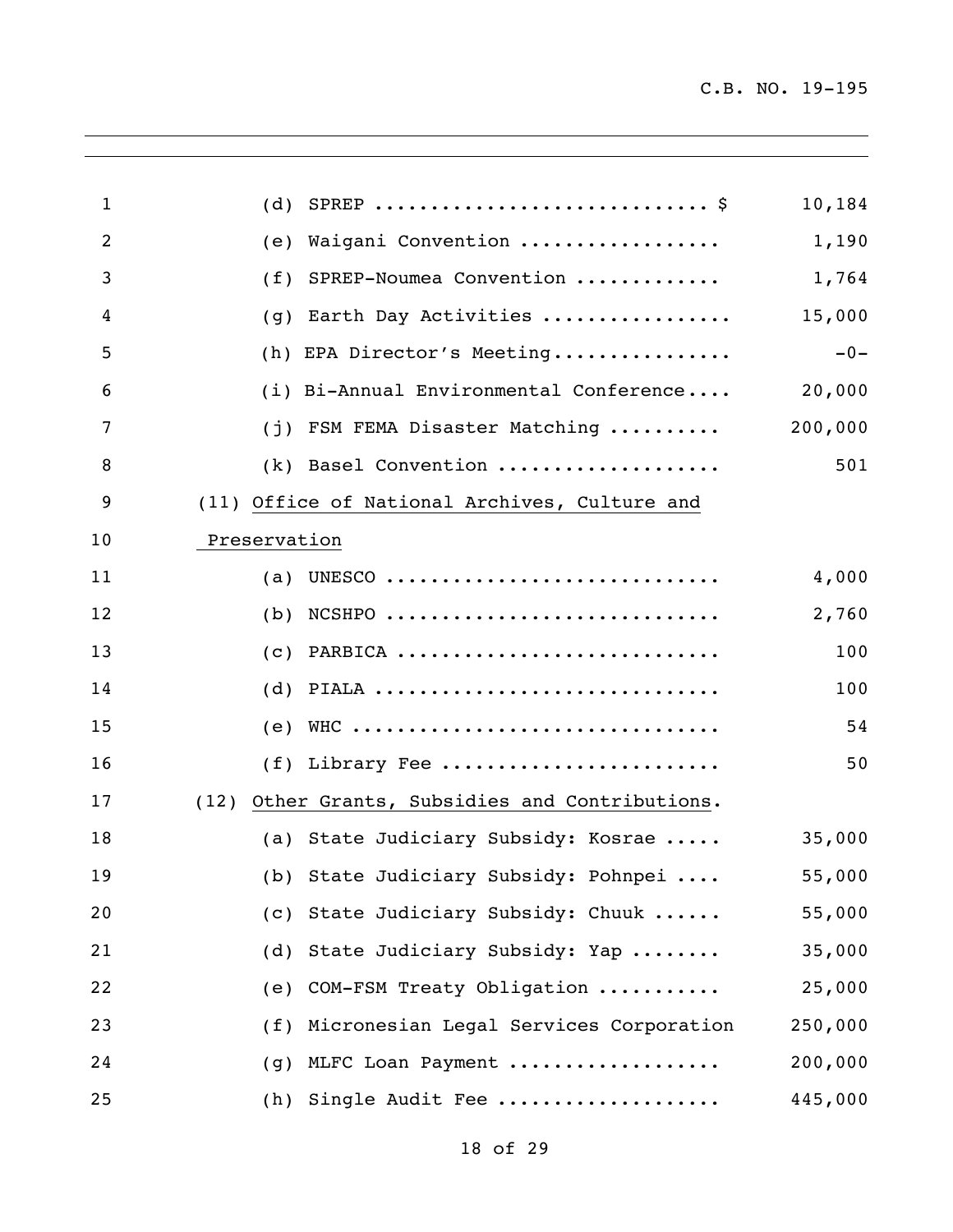(d) SPREP .............................. $ 10,184

(e) Waigani Convention .................. 1,190

(f) SPREP-Noumea Convention ............. 1,764

(g) Earth Day Activities ................. 15,000

(h) EPA Director's Meeting................ -0-

(i) Bi-Annual Environmental Conference.... 20,000

(j) FSM FEMA Disaster Matching .......... 200,000

(k) Basel Convention .................... 501

(11) <u>Office of National Archives, Culture and Preservation</u>

(a) UNESCO .............................. 4,000

(b) NCSHPO .............................. 2,760

(c) PARBICA ............................. 100

(d) PIALA ............................... 100

(e) WHC ................................. 54

(f) Library Fee ......................... 50

(12) <u>Other Grants, Subsidies and Contributions</u>.

(a) State Judiciary Subsidy: Kosrae ..... 35,000

(b) State Judiciary Subsidy: Pohnpei .... 55,000

(c) State Judiciary Subsidy: Chuuk ...... 55,000

(d) State Judiciary Subsidy: Yap ........ 35,000

(e) COM-FSM Treaty Obligation ........... 25,000

(f) Micronesian Legal Services Corporation 250,000

(g) MLFC Loan Payment ................... 200,000

(h) Single Audit Fee .................... 445,000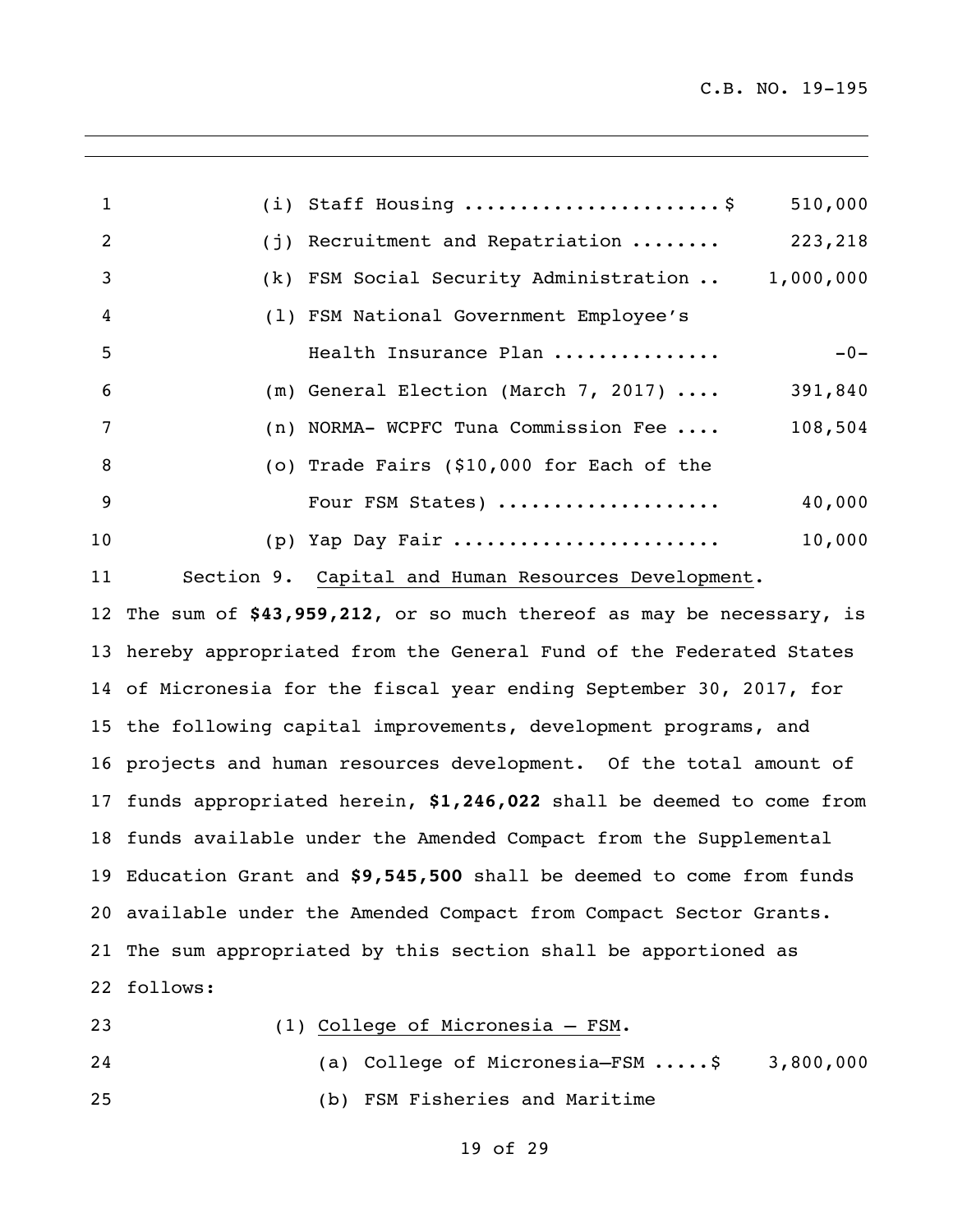(i) Staff Housing ......................$ 510,000

(j) Recruitment and Repatriation ........ 223,218

(k) FSM Social Security Administration .. 1,000,000

(l) FSM National Government Employee's Health Insurance Plan ............... -0-

(m) General Election (March 7, 2017) .... 391,840

(n) NORMA- WCPFC Tuna Commission Fee .... 108,504

(o) Trade Fairs ($10,000 for Each of the Four FSM States) .................... 40,000

(p) Yap Day Fair ....................... 10,000

Section 9. Capital and Human Resources Development.

The sum of **$43,959,212**, or so much thereof as may be necessary, is hereby appropriated from the General Fund of the Federated States of Micronesia for the fiscal year ending September 30, 2017, for the following capital improvements, development programs, and projects and human resources development. Of the total amount of funds appropriated herein, **$1,246,022** shall be deemed to come from funds available under the Amended Compact from the Supplemental Education Grant and **$9,545,500** shall be deemed to come from funds available under the Amended Compact from Compact Sector Grants. The sum appropriated by this section shall be apportioned as follows:

(1) College of Micronesia – FSM.

(a) College of Micronesia–FSM .....$ 3,800,000

(b) FSM Fisheries and Maritime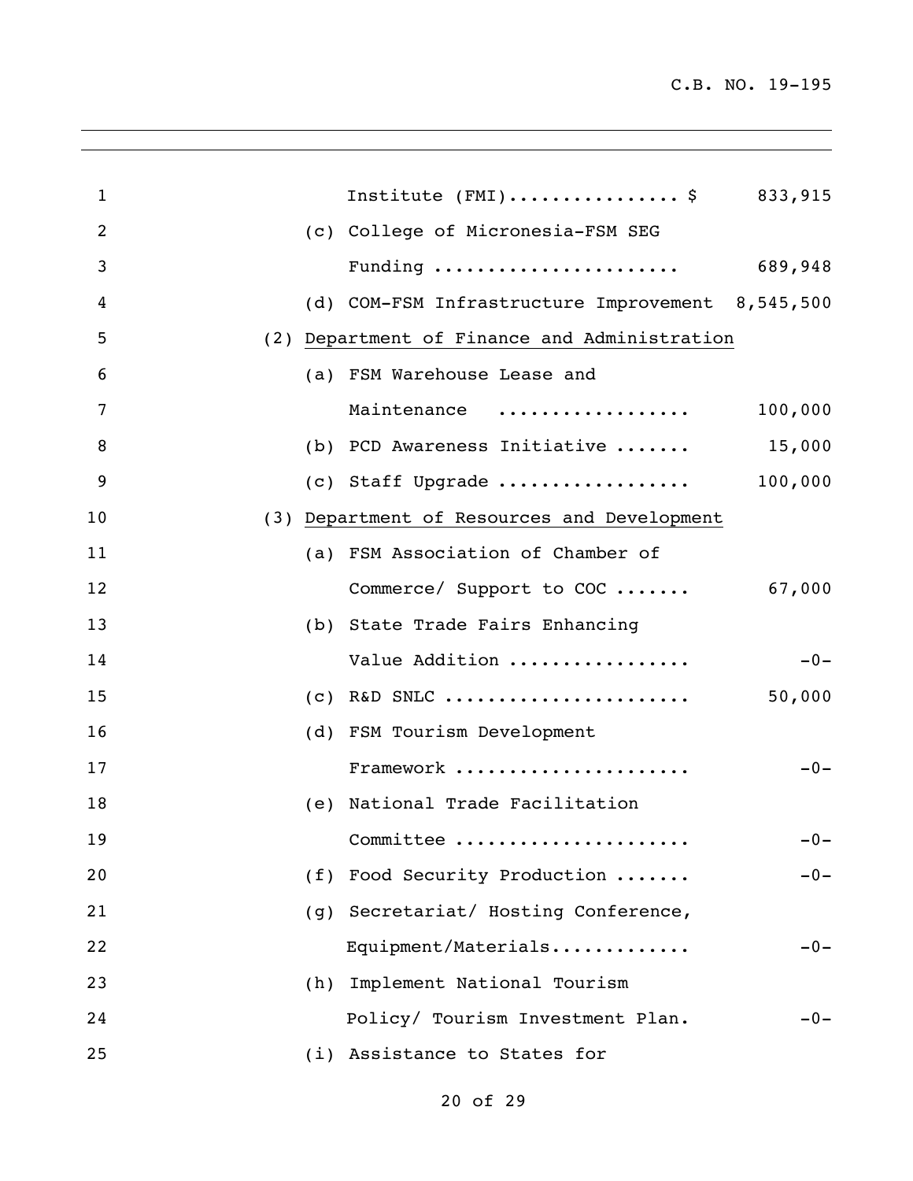Institute (FMI)................ $ 833,915

(c) College of Micronesia-FSM SEG Funding ...................... 689,948

(d) COM-FSM Infrastructure Improvement 8,545,500

(2) <u>Department of Finance and Administration</u>

(a) FSM Warehouse Lease and Maintenance ................. 100,000

(b) PCD Awareness Initiative ....... 15,000

(c) Staff Upgrade .................. 100,000

(3) <u>Department of Resources and Development</u>

(a) FSM Association of Chamber of Commerce/ Support to COC ....... 67,000

(b) State Trade Fairs Enhancing Value Addition ................. -0-

(c) R&D SNLC ...................... 50,000

(d) FSM Tourism Development Framework ..................... -0-

(e) National Trade Facilitation Committee ..................... -0-

(f) Food Security Production ....... -0-

(g) Secretariat/ Hosting Conference, Equipment/Materials............ -0-

(h) Implement National Tourism Policy/ Tourism Investment Plan. -0-

(i) Assistance to States for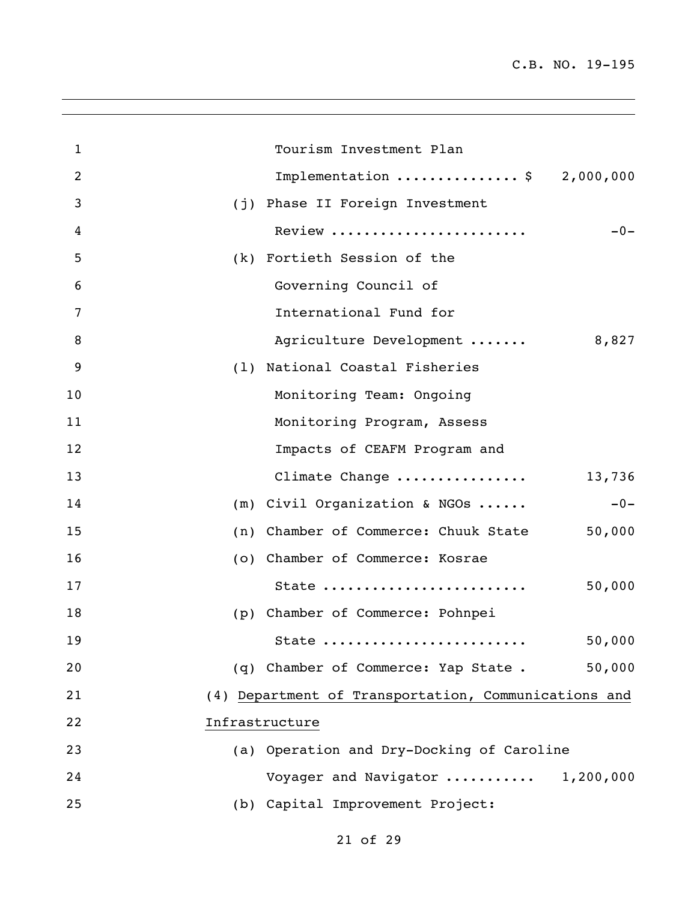Tourism Investment Plan Implementation .............. $ 2,000,000

(j) Phase II Foreign Investment Review ....................... -0-

(k) Fortieth Session of the Governing Council of International Fund for Agriculture Development ....... 8,827

(l) National Coastal Fisheries Monitoring Team: Ongoing Monitoring Program, Assess Impacts of CEAFM Program and Climate Change ................ 13,736

(m) Civil Organization & NGOs ...... -0-

(n) Chamber of Commerce: Chuuk State 50,000

(o) Chamber of Commerce: Kosrae State ........................ 50,000

(p) Chamber of Commerce: Pohnpei State ........................ 50,000

(q) Chamber of Commerce: Yap State . 50,000

(4) Department of Transportation, Communications and Infrastructure

(a) Operation and Dry-Docking of Caroline Voyager and Navigator ........... 1,200,000

(b) Capital Improvement Project: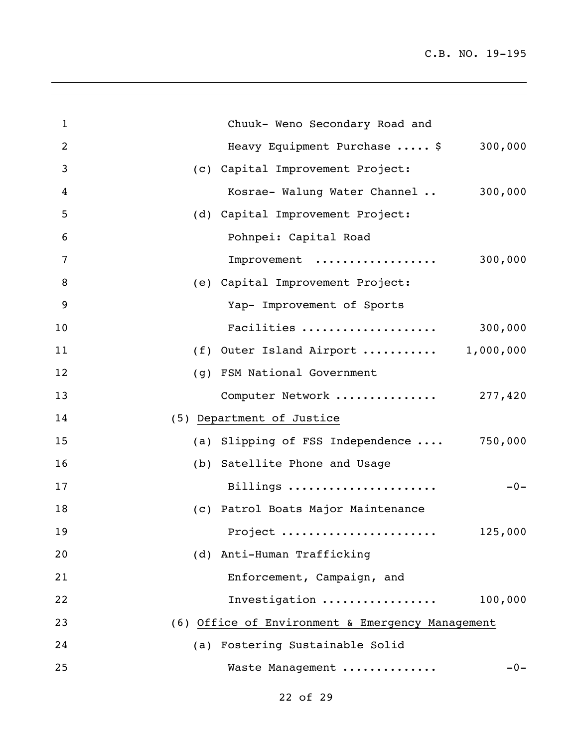Chuuk- Weno Secondary Road and Heavy Equipment Purchase ..... $ 300,000

(c) Capital Improvement Project: Kosrae- Walung Water Channel .. 300,000

(d) Capital Improvement Project: Pohnpei: Capital Road Improvement ................. 300,000

(e) Capital Improvement Project: Yap- Improvement of Sports Facilities ................... 300,000

(f) Outer Island Airport .......... 1,000,000

(g) FSM National Government Computer Network ............... 277,420

(5) Department of Justice

(a) Slipping of FSS Independence .... 750,000

(b) Satellite Phone and Usage Billings ..................... -0-

(c) Patrol Boats Major Maintenance Project ...................... 125,000

(d) Anti-Human Trafficking Enforcement, Campaign, and Investigation ................ 100,000

(6) Office of Environment & Emergency Management

(a) Fostering Sustainable Solid Waste Management ............. -0-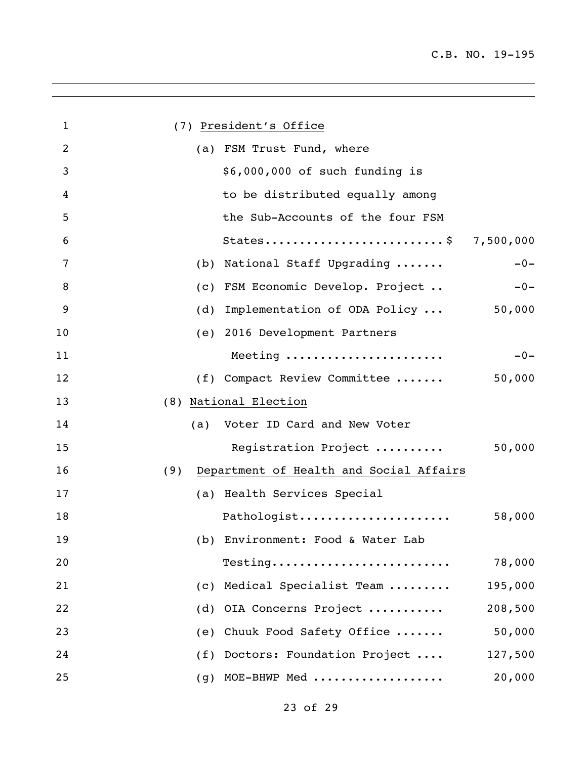(7) President's Office

(a) FSM Trust Fund, where $6,000,000 of such funding is to be distributed equally among the Sub-Accounts of the four FSM States.........................$ 7,500,000

(b) National Staff Upgrading ....... -0-

(c) FSM Economic Develop. Project .. -0-

(d) Implementation of ODA Policy ... 50,000

(e) 2016 Development Partners Meeting ...................... -0-

(f) Compact Review Committee ....... 50,000

(8) National Election

(a) Voter ID Card and New Voter Registration Project .......... 50,000

(9) Department of Health and Social Affairs

(a) Health Services Special Pathologist...................... 58,000

(b) Environment: Food & Water Lab Testing......................... 78,000

(c) Medical Specialist Team ......... 195,000

(d) OIA Concerns Project ........... 208,500

(e) Chuuk Food Safety Office ....... 50,000

(f) Doctors: Foundation Project .... 127,500

(g) MOE-BHWP Med .................. 20,000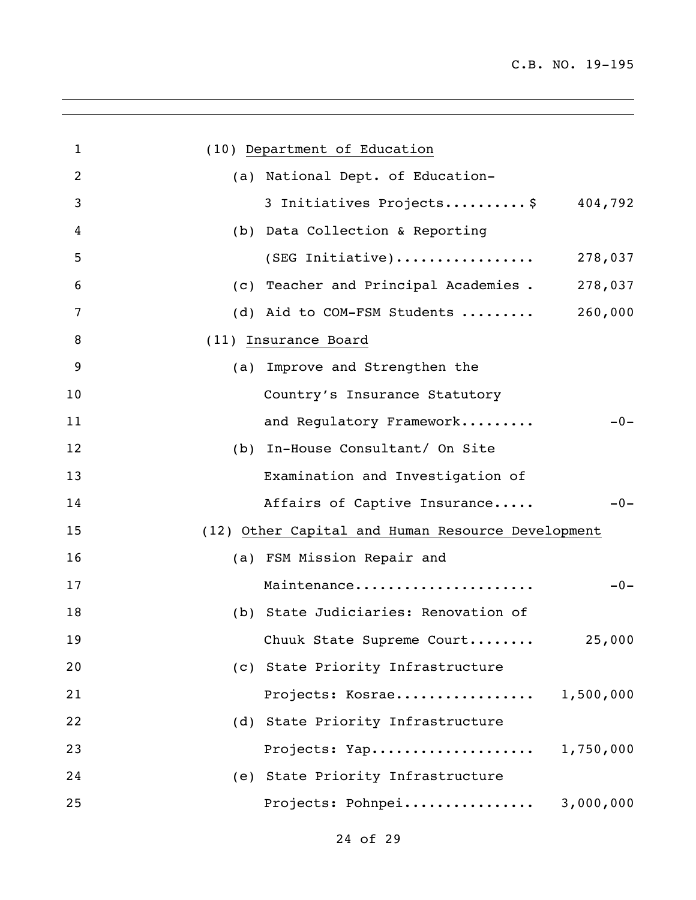(10) Department of Education

(a) National Dept. of Education-
3 Initiatives Projects..........$ 404,792

(b) Data Collection & Reporting
(SEG Initiative)................. 278,037

(c) Teacher and Principal Academies . 278,037

(d) Aid to COM-FSM Students ......... 260,000

(11) Insurance Board

(a) Improve and Strengthen the
Country's Insurance Statutory
and Regulatory Framework......... -0-

(b) In-House Consultant/ On Site
Examination and Investigation of
Affairs of Captive Insurance..... -0-

(12) Other Capital and Human Resource Development

(a) FSM Mission Repair and
Maintenance...................... -0-

(b) State Judiciaries: Renovation of
Chuuk State Supreme Court........ 25,000

(c) State Priority Infrastructure
Projects: Kosrae................. 1,500,000

(d) State Priority Infrastructure
Projects: Yap.................... 1,750,000

(e) State Priority Infrastructure
Projects: Pohnpei................ 3,000,000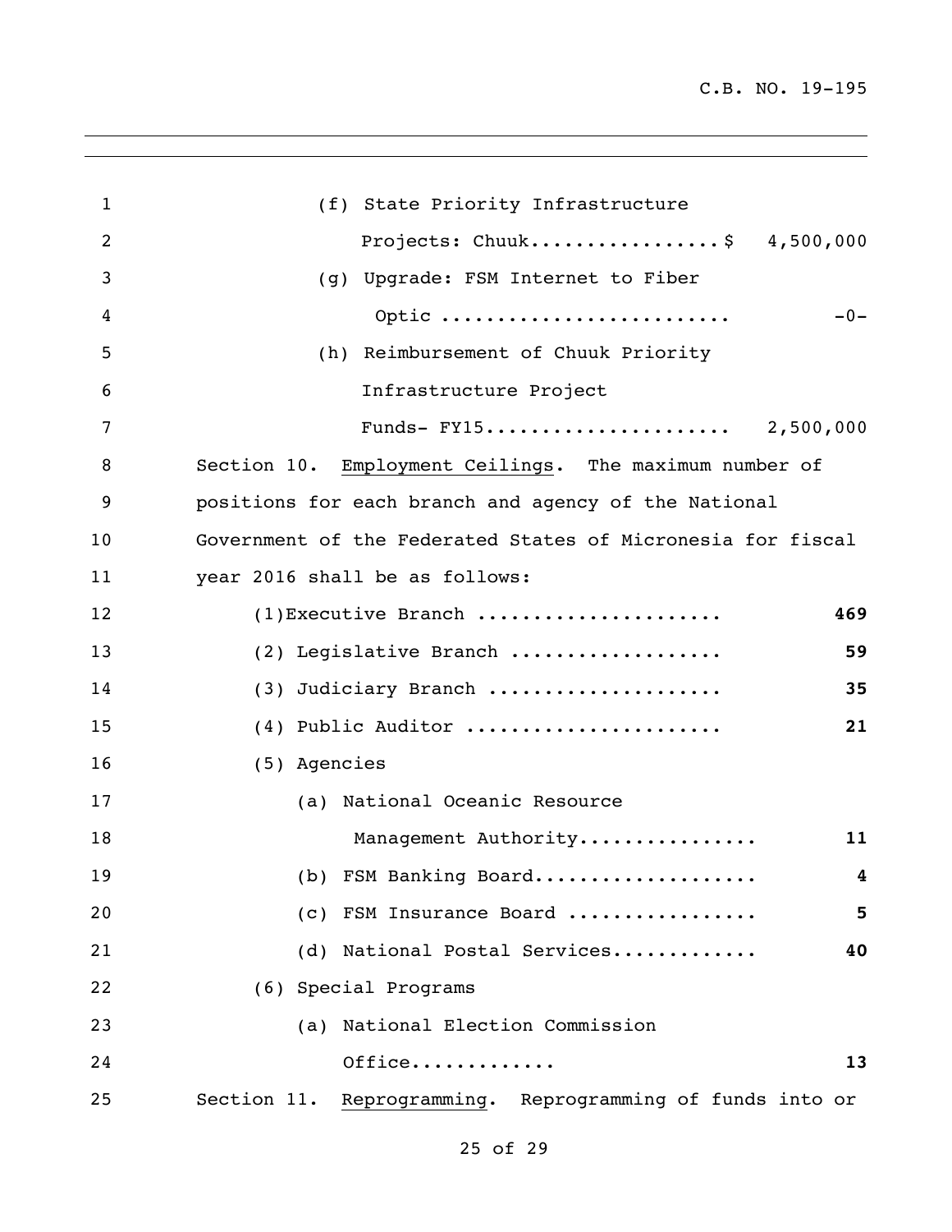(f) State Priority Infrastructure Projects: Chuuk.................$ 4,500,000

(g) Upgrade: FSM Internet to Fiber Optic ......................... -0-

(h) Reimbursement of Chuuk Priority Infrastructure Project Funds- FY15..................... 2,500,000

Section 10. Employment Ceilings. The maximum number of positions for each branch and agency of the National Government of the Federated States of Micronesia for fiscal year 2016 shall be as follows:

(1)Executive Branch ..................... **469**

(2) Legislative Branch .................. **59**

(3) Judiciary Branch .................... **35**

(4) Public Auditor ...................... **21**

(5) Agencies

(a) National Oceanic Resource Management Authority................ **11**

(b) FSM Banking Board................... **4**

(c) FSM Insurance Board ................ **5**

(d) National Postal Services............ **40**

(6) Special Programs

(a) National Election Commission Office............ **13**

Section 11. Reprogramming. Reprogramming of funds into or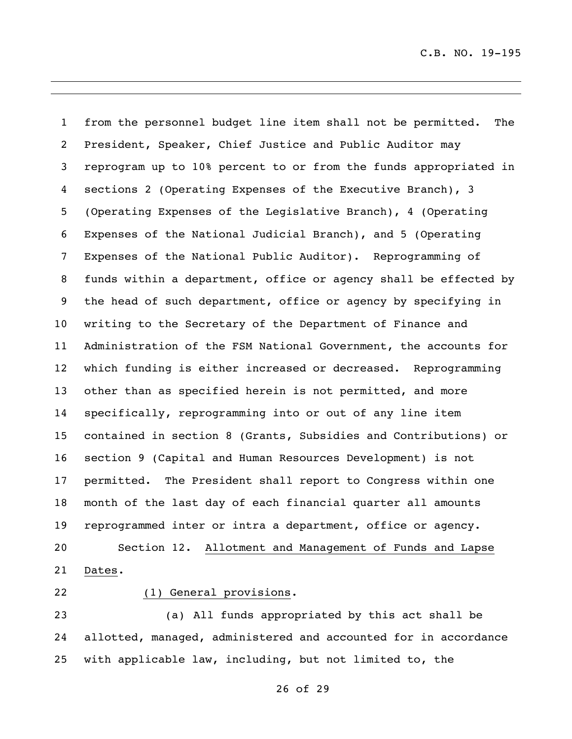from the personnel budget line item shall not be permitted. The President, Speaker, Chief Justice and Public Auditor may reprogram up to 10% percent to or from the funds appropriated in sections 2 (Operating Expenses of the Executive Branch), 3 (Operating Expenses of the Legislative Branch), 4 (Operating Expenses of the National Judicial Branch), and 5 (Operating Expenses of the National Public Auditor). Reprogramming of funds within a department, office or agency shall be effected by the head of such department, office or agency by specifying in writing to the Secretary of the Department of Finance and Administration of the FSM National Government, the accounts for which funding is either increased or decreased. Reprogramming other than as specified herein is not permitted, and more specifically, reprogramming into or out of any line item contained in section 8 (Grants, Subsidies and Contributions) or section 9 (Capital and Human Resources Development) is not permitted. The President shall report to Congress within one month of the last day of each financial quarter all amounts reprogrammed inter or intra a department, office or agency.

Section 12. Allotment and Management of Funds and Lapse Dates.

(1) General provisions.

(a) All funds appropriated by this act shall be allotted, managed, administered and accounted for in accordance with applicable law, including, but not limited to, the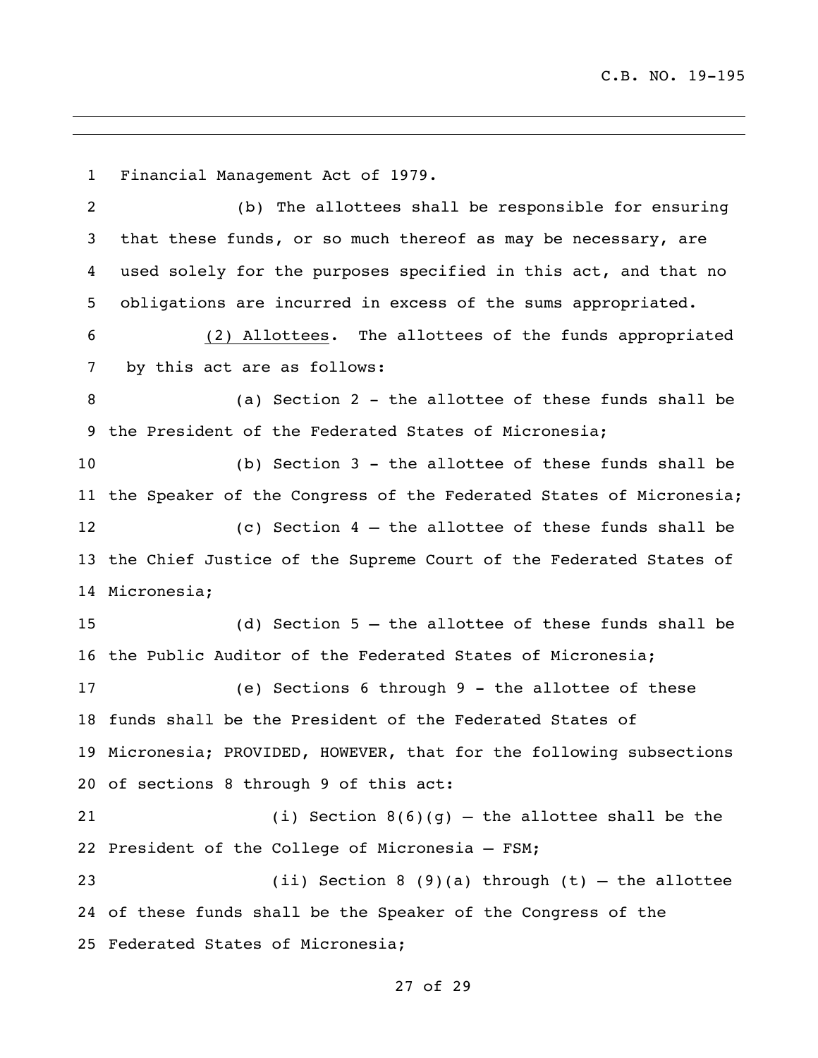Financial Management Act of 1979.

(b) The allottees shall be responsible for ensuring that these funds, or so much thereof as may be necessary, are used solely for the purposes specified in this act, and that no obligations are incurred in excess of the sums appropriated.

(2) Allottees. The allottees of the funds appropriated by this act are as follows:

(a) Section 2 - the allottee of these funds shall be the President of the Federated States of Micronesia;

(b) Section 3 - the allottee of these funds shall be the Speaker of the Congress of the Federated States of Micronesia;

(c) Section 4 – the allottee of these funds shall be the Chief Justice of the Supreme Court of the Federated States of Micronesia;

(d) Section 5 – the allottee of these funds shall be the Public Auditor of the Federated States of Micronesia;

(e) Sections 6 through 9 - the allottee of these funds shall be the President of the Federated States of Micronesia; PROVIDED, HOWEVER, that for the following subsections of sections 8 through 9 of this act:

(i) Section 8(6)(g) – the allottee shall be the President of the College of Micronesia – FSM;

(ii) Section 8 (9)(a) through (t) – the allottee of these funds shall be the Speaker of the Congress of the Federated States of Micronesia;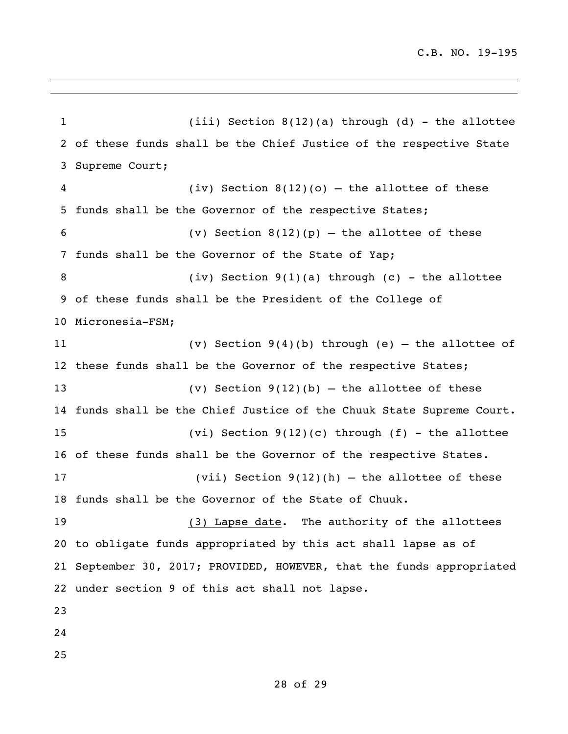(iii) Section 8(12)(a) through (d) - the allottee of these funds shall be the Chief Justice of the respective State Supreme Court;

(iv) Section 8(12)(o) – the allottee of these funds shall be the Governor of the respective States;

(v) Section 8(12)(p) – the allottee of these funds shall be the Governor of the State of Yap;

(iv) Section 9(1)(a) through (c) - the allottee of these funds shall be the President of the College of Micronesia-FSM;

(v) Section 9(4)(b) through (e) – the allottee of these funds shall be the Governor of the respective States;

(v) Section 9(12)(b) – the allottee of these funds shall be the Chief Justice of the Chuuk State Supreme Court.

(vi) Section 9(12)(c) through (f) - the allottee of these funds shall be the Governor of the respective States.

(vii) Section 9(12)(h) – the allottee of these funds shall be the Governor of the State of Chuuk.

<u>(3) Lapse date</u>. The authority of the allottees to obligate funds appropriated by this act shall lapse as of September 30, 2017; PROVIDED, HOWEVER, that the funds appropriated under section 9 of this act shall not lapse.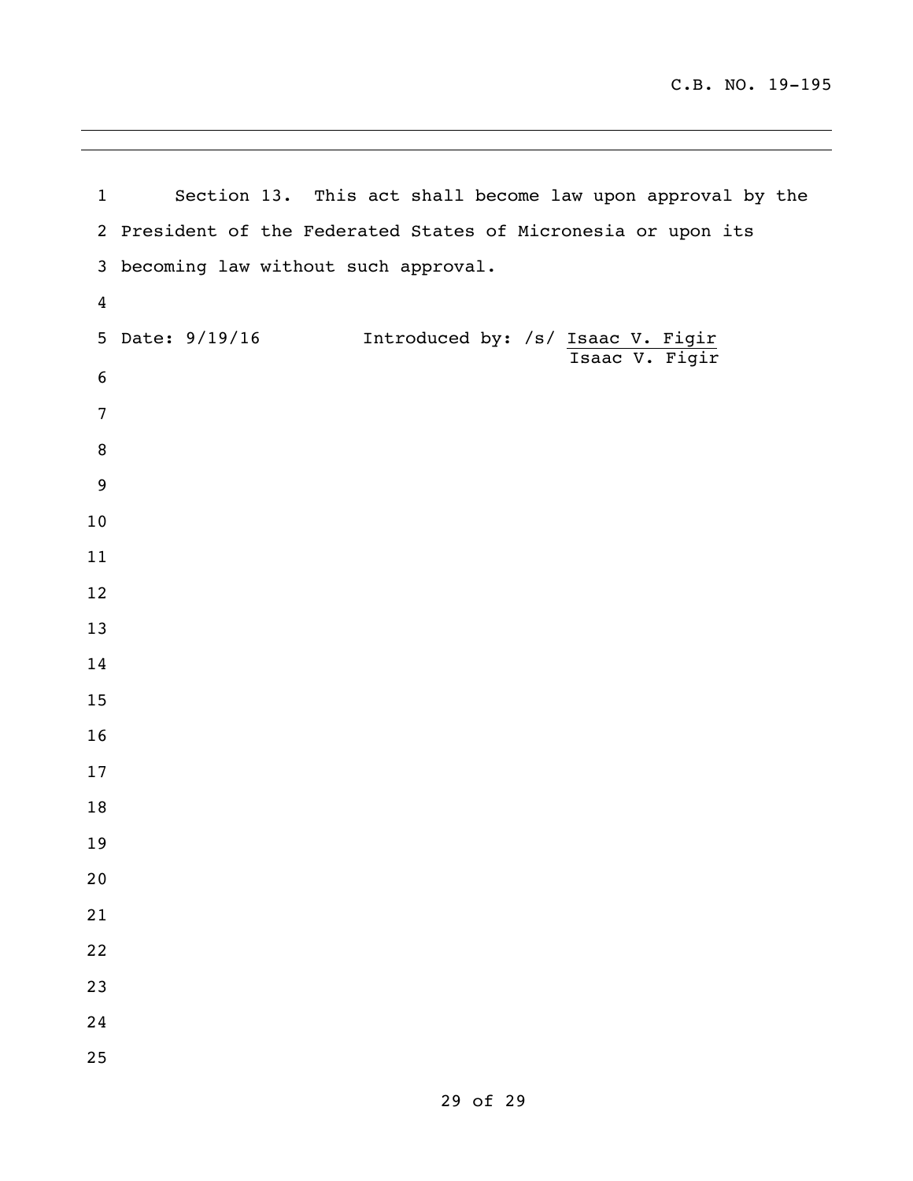Section 13. This act shall become law upon approval by the President of the Federated States of Micronesia or upon its becoming law without such approval.

Date: 9/19/16 Introduced by: /s/ Isaac V. Figir

Isaac V. Figir